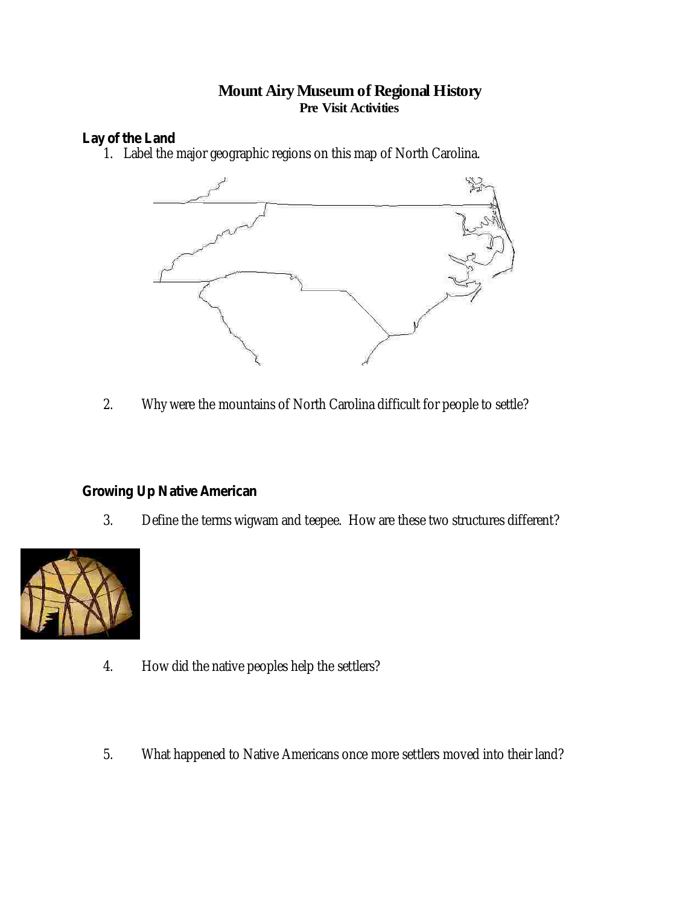# Mount Airy Museum of Regional History

**Pre Visit Activities**

## Lay of the Land

1. Label the major geographic regions on this map of North Carolina.

2. Why were the mountains of North Carolina difficult for people to settle?

## Growing Up Native American

3. Define the terms wigwam and teepee. How are these two structures different?

4. How did the native peoples help the settlers?

5. What happened to Native Americans once more settlers moved into their land?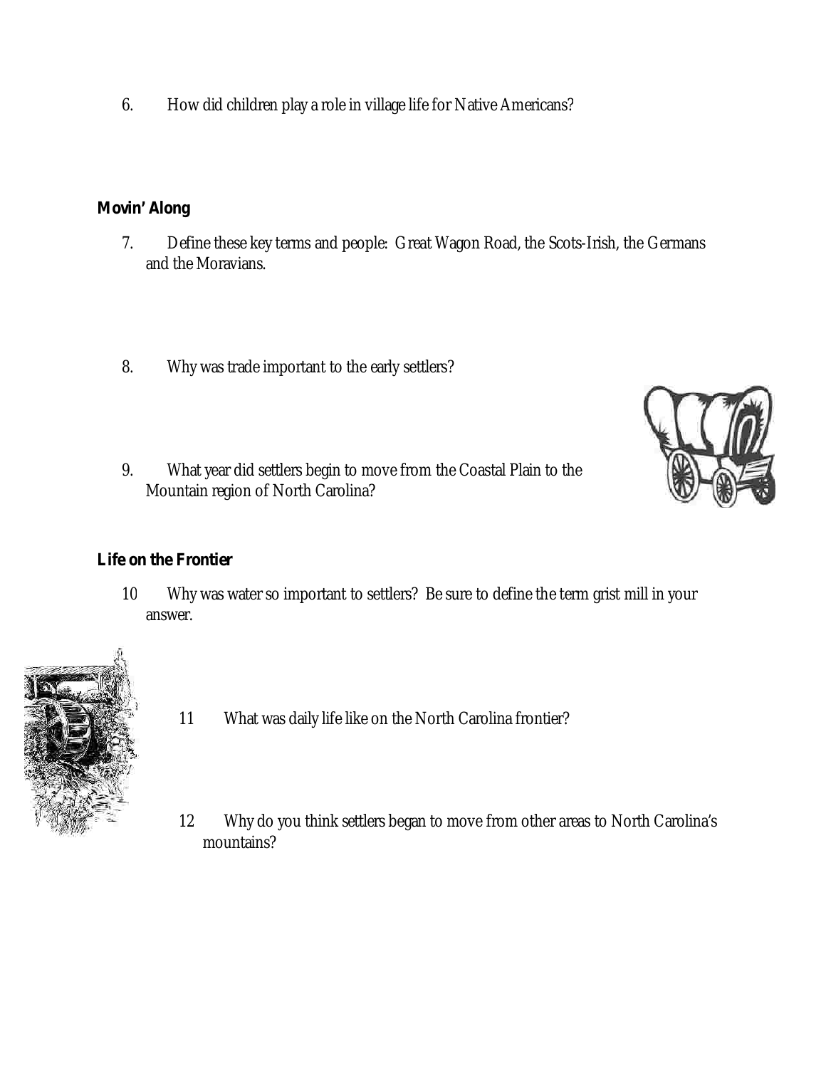6. How did children play a role in village life for Native Americans?

**Movin' Along**

7. Define these key terms and people: Great Wagon Road, the Scots-Irish, the Germans and the Moravians.

8. Why was trade important to the early settlers?

9. What year did settlers begin to move from the Coastal Plain to the Mountain region of North Carolina?

**Life on the Frontier**

10 Why was water so important to settlers? Be sure to define the term grist mill in your answer.

11 What was daily life like on the North Carolina frontier?

12 Why do you think settlers began to move from other areas to North Carolina's mountains?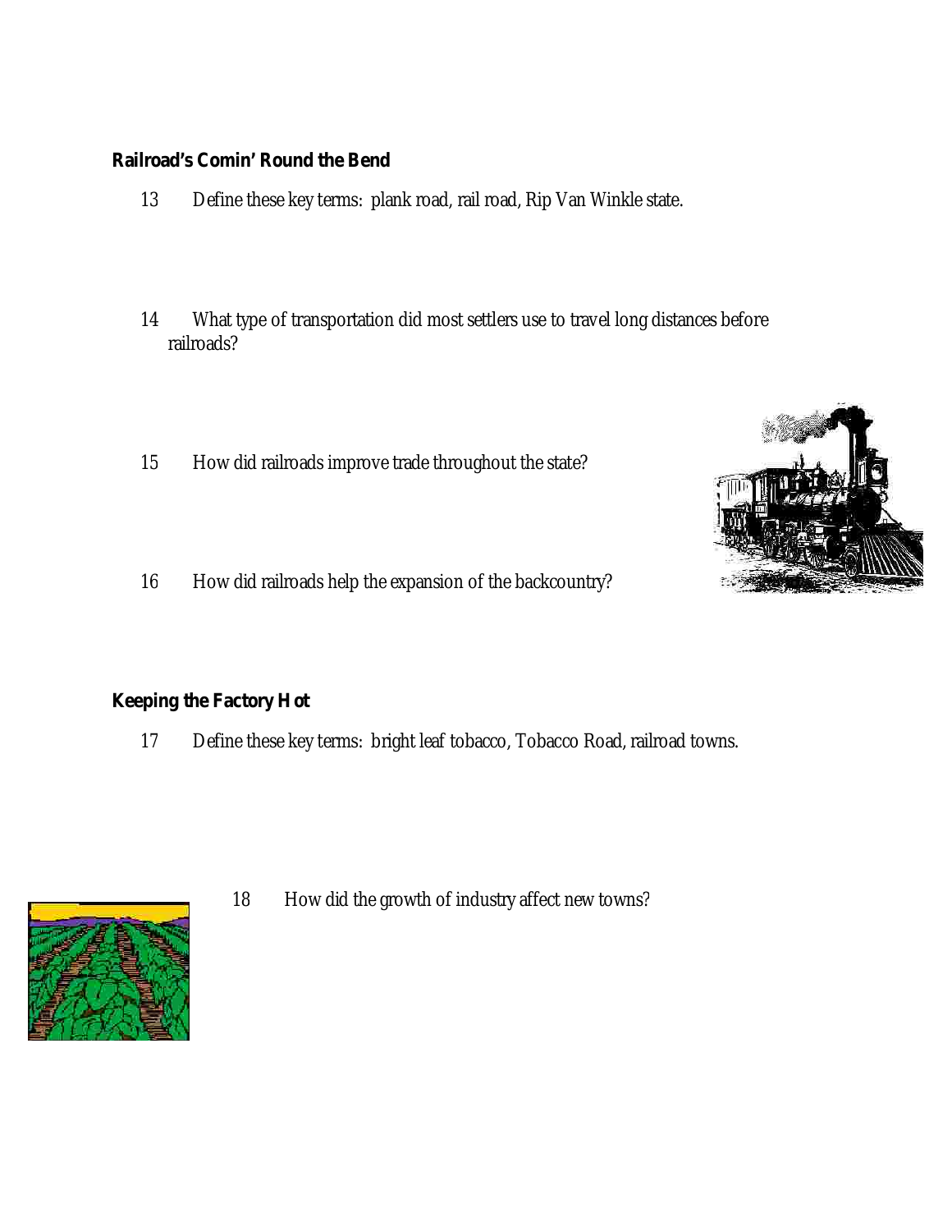**Railroad's Comin' Round the Bend**

13 Define these key terms: plank road, rail road, Rip Van Winkle state.

14 What type of transportation did most settlers use to travel long distances before railroads?

15 How did railroads improve trade throughout the state?

16 How did railroads help the expansion of the backcountry?

**Keeping the Factory Hot**

17 Define these key terms: bright leaf tobacco, Tobacco Road, railroad towns.

18 How did the growth of industry affect new towns?